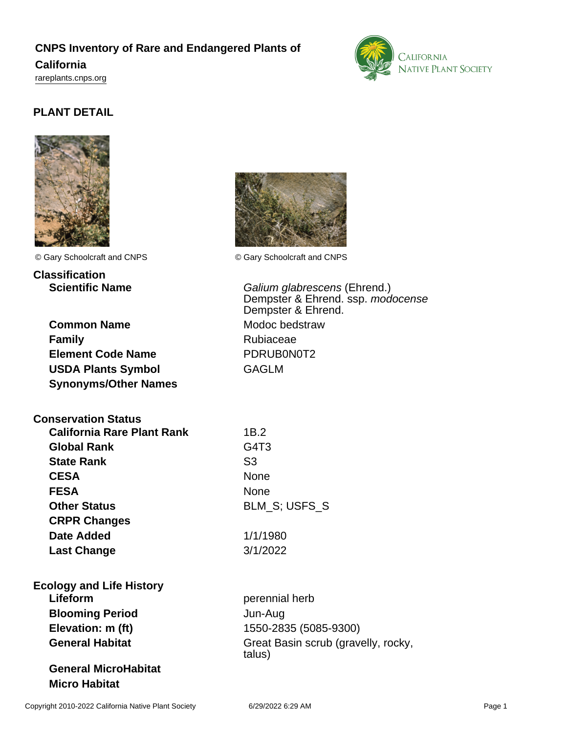# CNPS Inventory of Rare and Endangered Plants of California

rareplants.cnps.org

## PLANT DETAIL

© Gary Schoolcraft and CNPS

© Gary Schoolcraft and CNPS

### Classification

| | |
|---|---|
| **Scientific Name** | *Galium glabrescens* (Ehrend.) Dempster & Ehrend. ssp. *modocense* Dempster & Ehrend. |
| **Common Name** | Modoc bedstraw |
| **Family** | Rubiaceae |
| **Element Code Name** | PDRUB0N0T2 |
| **USDA Plants Symbol** | GAGLM |
| **Synonyms/Other Names** | |

### Conservation Status

| | |
|---|---|
| **California Rare Plant Rank** | 1B.2 |
| **Global Rank** | G4T3 |
| **State Rank** | S3 |
| **CESA** | None |
| **FESA** | None |
| **Other Status** | BLM_S; USFS_S |
| **CRPR Changes** | |
| **Date Added** | 1/1/1980 |
| **Last Change** | 3/1/2022 |

### Ecology and Life History

| | |
|---|---|
| **Lifeform** | perennial herb |
| **Blooming Period** | Jun-Aug |
| **Elevation: m (ft)** | 1550-2835 (5085-9300) |
| **General Habitat** | Great Basin scrub (gravelly, rocky, talus) |
| **General MicroHabitat** | |
| **Micro Habitat** | |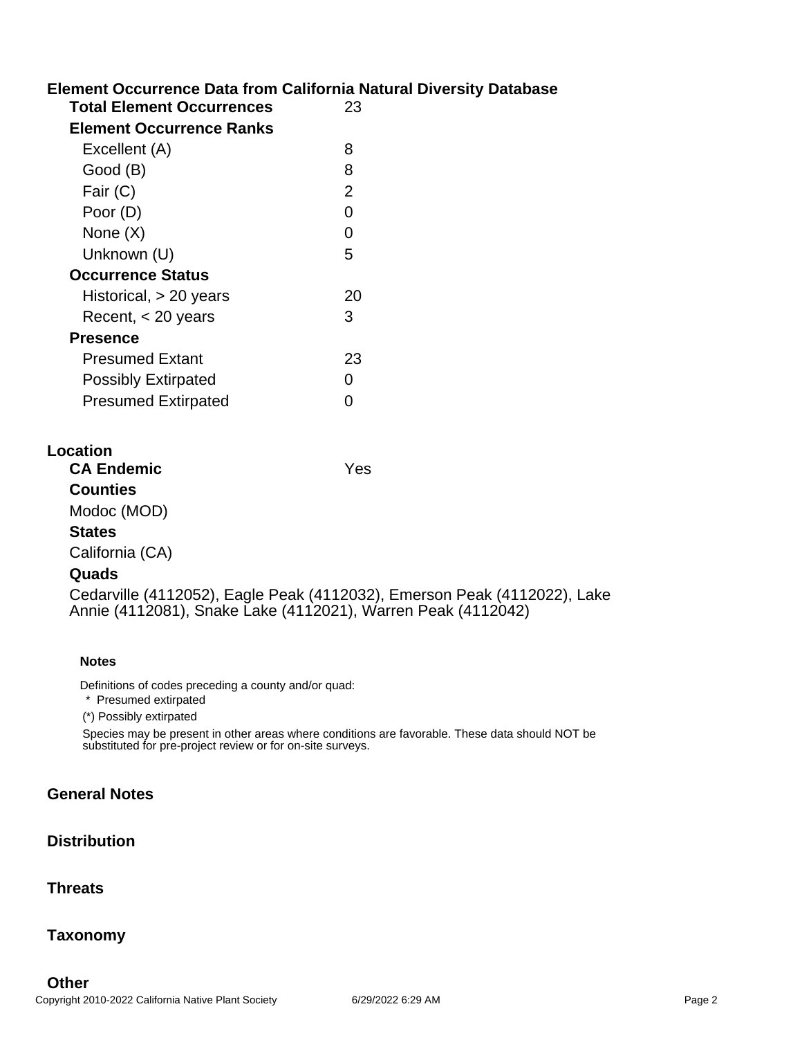## Element Occurrence Data from California Natural Diversity Database

| | |
|---|---|
| **Total Element Occurrences** | 23 |
| **Element Occurrence Ranks** | |
| Excellent (A) | 8 |
| Good (B) | 8 |
| Fair (C) | 2 |
| Poor (D) | 0 |
| None (X) | 0 |
| Unknown (U) | 5 |
| **Occurrence Status** | |
| Historical, > 20 years | 20 |
| Recent, < 20 years | 3 |
| **Presence** | |
| Presumed Extant | 23 |
| Possibly Extirpated | 0 |
| Presumed Extirpated | 0 |

## Location

**CA Endemic** Yes

**Counties**

Modoc (MOD)

**States**

California (CA)

**Quads**

Cedarville (4112052), Eagle Peak (4112032), Emerson Peak (4112022), Lake Annie (4112081), Snake Lake (4112021), Warren Peak (4112042)

**Notes**

Definitions of codes preceding a county and/or quad:

* Presumed extirpated

(*) Possibly extirpated

Species may be present in other areas where conditions are favorable. These data should NOT be substituted for pre-project review or for on-site surveys.

## General Notes

## Distribution

## Threats

## Taxonomy

## Other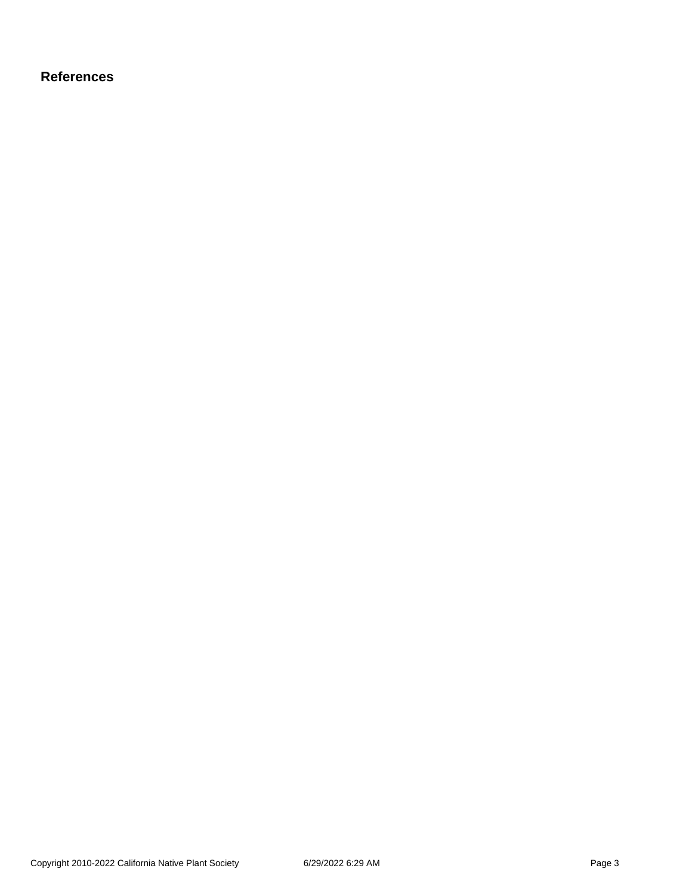## References